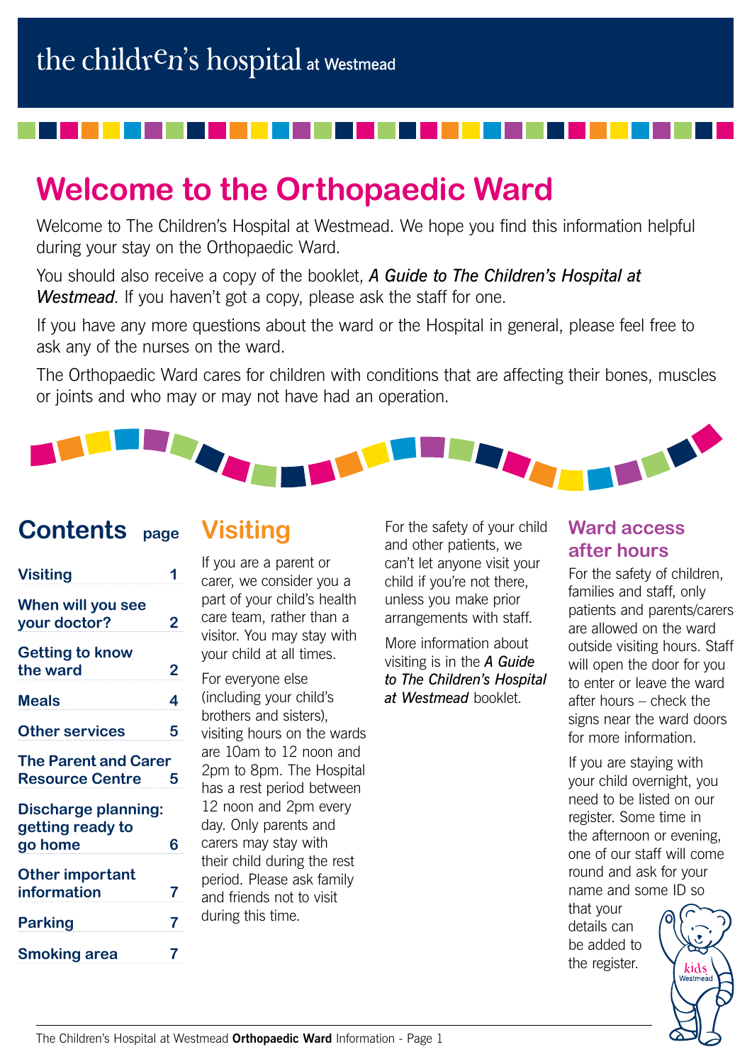the children's hospital at Westmead

# Welcome to the Orthopaedic Ward

Welcome to The Children's Hospital at Westmead. We hope you find this information helpful during your stay on the Orthopaedic Ward.

You should also receive a copy of the booklet, ***A Guide to The Children's Hospital at Westmead***. If you haven't got a copy, please ask the staff for one.

If you have any more questions about the ward or the Hospital in general, please feel free to ask any of the nurses on the ward.

The Orthopaedic Ward cares for children with conditions that are affecting their bones, muscles or joints and who may or may not have had an operation.

## Contents

| | page |
|---|---|
| Visiting | 1 |
| When will you see your doctor? | 2 |
| Getting to know the ward | 2 |
| Meals | 4 |
| Other services | 5 |
| The Parent and Carer Resource Centre | 5 |
| Discharge planning: getting ready to go home | 6 |
| Other important information | 7 |
| Parking | 7 |
| Smoking area | 7 |

## Visiting

If you are a parent or carer, we consider you a part of your child's health care team, rather than a visitor. You may stay with your child at all times.

For everyone else (including your child's brothers and sisters), visiting hours on the wards are 10am to 12 noon and 2pm to 8pm. The Hospital has a rest period between 12 noon and 2pm every day. Only parents and carers may stay with their child during the rest period. Please ask family and friends not to visit during this time.

For the safety of your child and other patients, we can't let anyone visit your child if you're not there, unless you make prior arrangements with staff.

More information about visiting is in the ***A Guide to The Children's Hospital at Westmead*** booklet.

### Ward access after hours

For the safety of children, families and staff, only patients and parents/carers are allowed on the ward outside visiting hours. Staff will open the door for you to enter or leave the ward after hours – check the signs near the ward doors for more information.

If you are staying with your child overnight, you need to be listed on our register. Some time in the afternoon or evening, one of our staff will come round and ask for your name and some ID so that your details can be added to the register.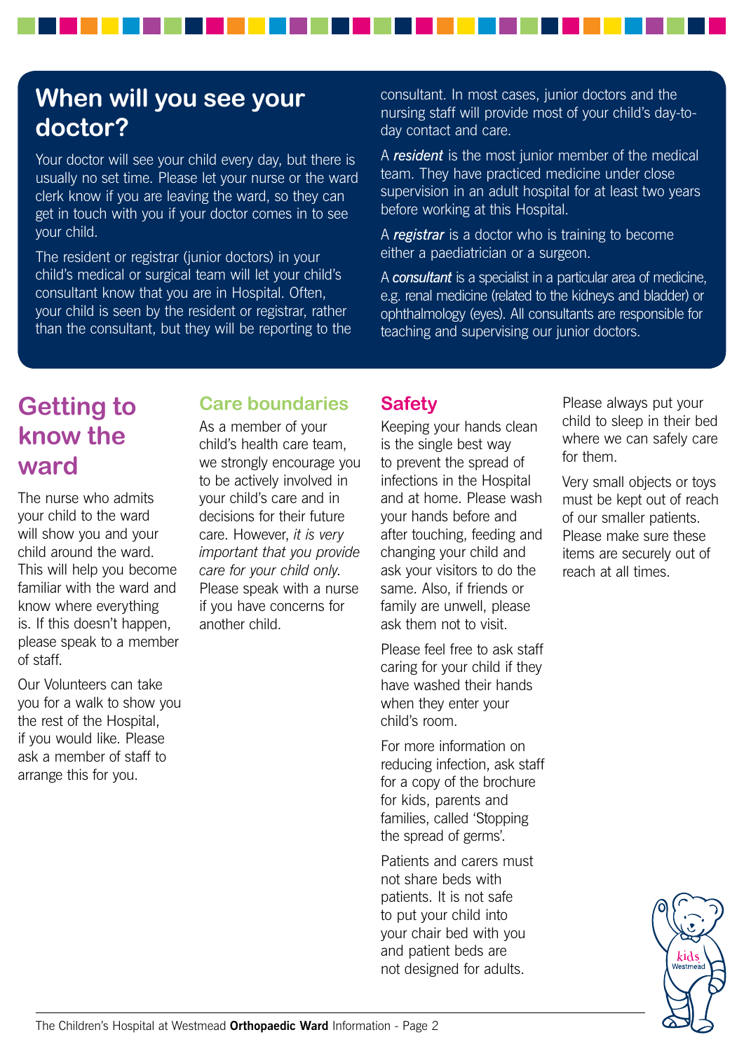## When will you see your doctor?

Your doctor will see your child every day, but there is usually no set time. Please let your nurse or the ward clerk know if you are leaving the ward, so they can get in touch with you if your doctor comes in to see your child.

The resident or registrar (junior doctors) in your child's medical or surgical team will let your child's consultant know that you are in Hospital. Often, your child is seen by the resident or registrar, rather than the consultant, but they will be reporting to the consultant. In most cases, junior doctors and the nursing staff will provide most of your child's day-to-day contact and care.

A ***resident*** is the most junior member of the medical team. They have practiced medicine under close supervision in an adult hospital for at least two years before working at this Hospital.

A ***registrar*** is a doctor who is training to become either a paediatrician or a surgeon.

A ***consultant*** is a specialist in a particular area of medicine, e.g. renal medicine (related to the kidneys and bladder) or ophthalmology (eyes). All consultants are responsible for teaching and supervising our junior doctors.

## Getting to know the ward

The nurse who admits your child to the ward will show you and your child around the ward. This will help you become familiar with the ward and know where everything is. If this doesn't happen, please speak to a member of staff.

Our Volunteers can take you for a walk to show you the rest of the Hospital, if you would like. Please ask a member of staff to arrange this for you.

### Care boundaries

As a member of your child's health care team, we strongly encourage you to be actively involved in your child's care and in decisions for their future care. However, *it is very important that you provide care for your child only*. Please speak with a nurse if you have concerns for another child.

### Safety

Keeping your hands clean is the single best way to prevent the spread of infections in the Hospital and at home. Please wash your hands before and after touching, feeding and changing your child and ask your visitors to do the same. Also, if friends or family are unwell, please ask them not to visit.

Please feel free to ask staff caring for your child if they have washed their hands when they enter your child's room.

For more information on reducing infection, ask staff for a copy of the brochure for kids, parents and families, called 'Stopping the spread of germs'.

Patients and carers must not share beds with patients. It is not safe to put your child into your chair bed with you and patient beds are not designed for adults.

Please always put your child to sleep in their bed where we can safely care for them.

Very small objects or toys must be kept out of reach of our smaller patients. Please make sure these items are securely out of reach at all times.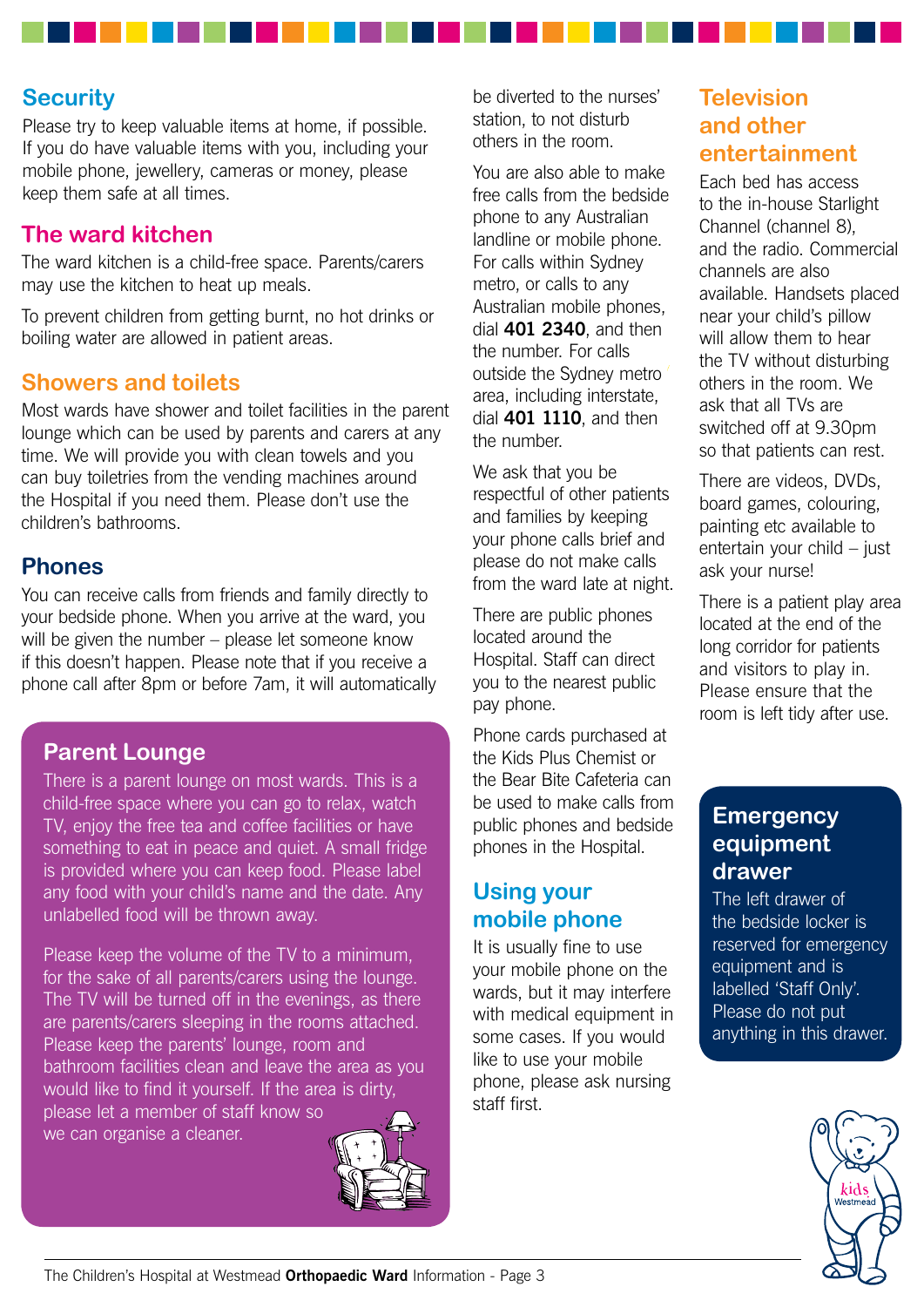## Security

Please try to keep valuable items at home, if possible. If you do have valuable items with you, including your mobile phone, jewellery, cameras or money, please keep them safe at all times.

## The ward kitchen

The ward kitchen is a child-free space. Parents/carers may use the kitchen to heat up meals.

To prevent children from getting burnt, no hot drinks or boiling water are allowed in patient areas.

## Showers and toilets

Most wards have shower and toilet facilities in the parent lounge which can be used by parents and carers at any time. We will provide you with clean towels and you can buy toiletries from the vending machines around the Hospital if you need them. Please don't use the children's bathrooms.

## Phones

You can receive calls from friends and family directly to your bedside phone. When you arrive at the ward, you will be given the number – please let someone know if this doesn't happen. Please note that if you receive a phone call after 8pm or before 7am, it will automatically be diverted to the nurses' station, to not disturb others in the room.

You are also able to make free calls from the bedside phone to any Australian landline or mobile phone. For calls within Sydney metro, or calls to any Australian mobile phones, dial **401 2340**, and then the number. For calls outside the Sydney metro area, including interstate, dial **401 1110**, and then the number.

We ask that you be respectful of other patients and families by keeping your phone calls brief and please do not make calls from the ward late at night.

There are public phones located around the Hospital. Staff can direct you to the nearest public pay phone.

Phone cards purchased at the Kids Plus Chemist or the Bear Bite Cafeteria can be used to make calls from public phones and bedside phones in the Hospital.

## Parent Lounge

There is a parent lounge on most wards. This is a child-free space where you can go to relax, watch TV, enjoy the free tea and coffee facilities or have something to eat in peace and quiet. A small fridge is provided where you can keep food. Please label any food with your child's name and the date. Any unlabelled food will be thrown away.

Please keep the volume of the TV to a minimum, for the sake of all parents/carers using the lounge. The TV will be turned off in the evenings, as there are parents/carers sleeping in the rooms attached. Please keep the parents' lounge, room and bathroom facilities clean and leave the area as you would like to find it yourself. If the area is dirty, please let a member of staff know so we can organise a cleaner.

## Using your mobile phone

It is usually fine to use your mobile phone on the wards, but it may interfere with medical equipment in some cases. If you would like to use your mobile phone, please ask nursing staff first.

## Television and other entertainment

Each bed has access to the in-house Starlight Channel (channel 8), and the radio. Commercial channels are also available. Handsets placed near your child's pillow will allow them to hear the TV without disturbing others in the room. We ask that all TVs are switched off at 9.30pm so that patients can rest.

There are videos, DVDs, board games, colouring, painting etc available to entertain your child – just ask your nurse!

There is a patient play area located at the end of the long corridor for patients and visitors to play in. Please ensure that the room is left tidy after use.

## Emergency equipment drawer

The left drawer of the bedside locker is reserved for emergency equipment and is labelled 'Staff Only'. Please do not put anything in this drawer.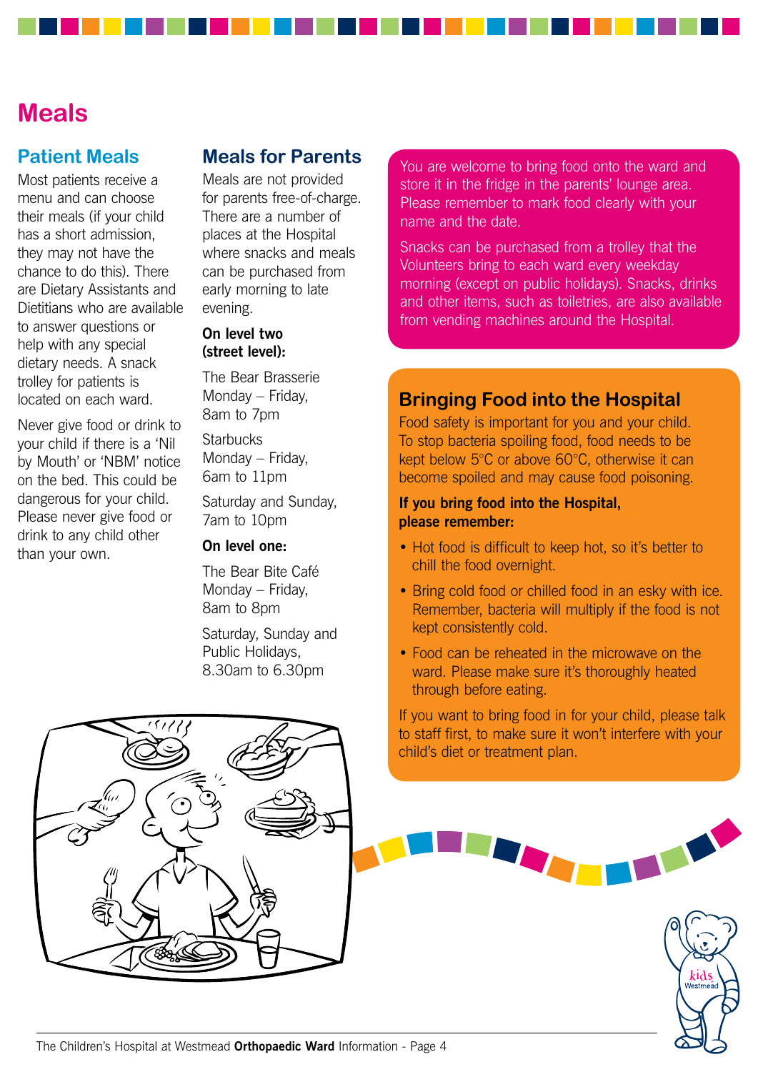# Meals

## Patient Meals

Most patients receive a menu and can choose their meals (if your child has a short admission, they may not have the chance to do this). There are Dietary Assistants and Dietitians who are available to answer questions or help with any special dietary needs. A snack trolley for patients is located on each ward.

Never give food or drink to your child if there is a 'Nil by Mouth' or 'NBM' notice on the bed. This could be dangerous for your child. Please never give food or drink to any child other than your own.

## Meals for Parents

Meals are not provided for parents free-of-charge. There are a number of places at the Hospital where snacks and meals can be purchased from early morning to late evening.

**On level two (street level):**

The Bear Brasserie
Monday – Friday, 8am to 7pm

Starbucks
Monday – Friday, 6am to 11pm

Saturday and Sunday, 7am to 10pm

**On level one:**

The Bear Bite Café
Monday – Friday, 8am to 8pm

Saturday, Sunday and Public Holidays, 8.30am to 6.30pm

You are welcome to bring food onto the ward and store it in the fridge in the parents' lounge area. Please remember to mark food clearly with your name and the date.

Snacks can be purchased from a trolley that the Volunteers bring to each ward every weekday morning (except on public holidays). Snacks, drinks and other items, such as toiletries, are also available from vending machines around the Hospital.

## Bringing Food into the Hospital

Food safety is important for you and your child. To stop bacteria spoiling food, food needs to be kept below 5°C or above 60°C, otherwise it can become spoiled and may cause food poisoning.

**If you bring food into the Hospital, please remember:**

- Hot food is difficult to keep hot, so it's better to chill the food overnight.
- Bring cold food or chilled food in an esky with ice. Remember, bacteria will multiply if the food is not kept consistently cold.
- Food can be reheated in the microwave on the ward. Please make sure it's thoroughly heated through before eating.

If you want to bring food in for your child, please talk to staff first, to make sure it won't interfere with your child's diet or treatment plan.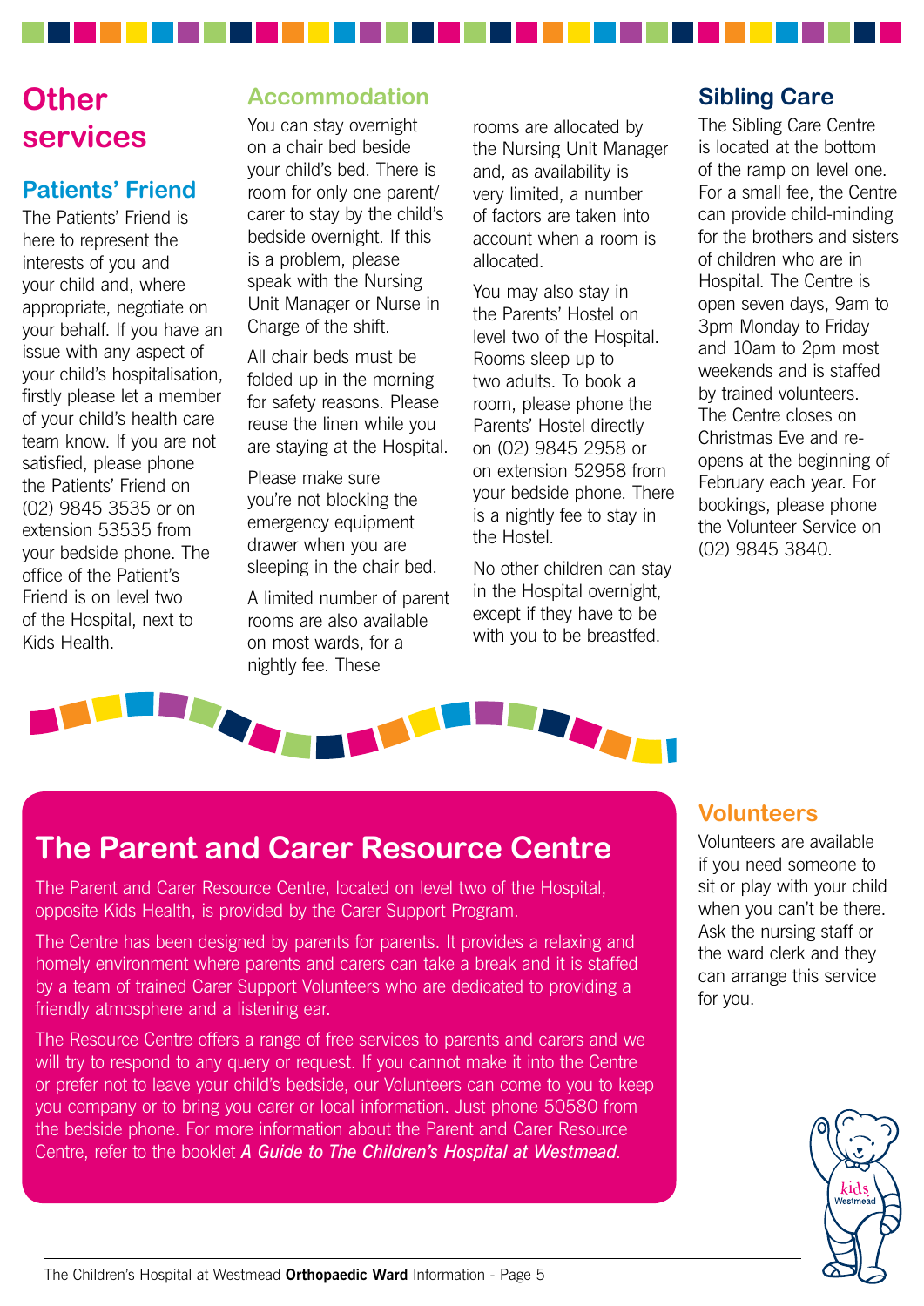# Other services

## Patients' Friend

The Patients' Friend is here to represent the interests of you and your child and, where appropriate, negotiate on your behalf. If you have an issue with any aspect of your child's hospitalisation, firstly please let a member of your child's health care team know. If you are not satisfied, please phone the Patients' Friend on (02) 9845 3535 or on extension 53535 from your bedside phone. The office of the Patient's Friend is on level two of the Hospital, next to Kids Health.

## Accommodation

You can stay overnight on a chair bed beside your child's bed. There is room for only one parent/carer to stay by the child's bedside overnight. If this is a problem, please speak with the Nursing Unit Manager or Nurse in Charge of the shift.

All chair beds must be folded up in the morning for safety reasons. Please reuse the linen while you are staying at the Hospital.

Please make sure you're not blocking the emergency equipment drawer when you are sleeping in the chair bed.

A limited number of parent rooms are also available on most wards, for a nightly fee. These rooms are allocated by the Nursing Unit Manager and, as availability is very limited, a number of factors are taken into account when a room is allocated.

You may also stay in the Parents' Hostel on level two of the Hospital. Rooms sleep up to two adults. To book a room, please phone the Parents' Hostel directly on (02) 9845 2958 or on extension 52958 from your bedside phone. There is a nightly fee to stay in the Hostel.

No other children can stay in the Hospital overnight, except if they have to be with you to be breastfed.

## Sibling Care

The Sibling Care Centre is located at the bottom of the ramp on level one. For a small fee, the Centre can provide child-minding for the brothers and sisters of children who are in Hospital. The Centre is open seven days, 9am to 3pm Monday to Friday and 10am to 2pm most weekends and is staffed by trained volunteers. The Centre closes on Christmas Eve and re-opens at the beginning of February each year. For bookings, please phone the Volunteer Service on (02) 9845 3840.

## The Parent and Carer Resource Centre

The Parent and Carer Resource Centre, located on level two of the Hospital, opposite Kids Health, is provided by the Carer Support Program.

The Centre has been designed by parents for parents. It provides a relaxing and homely environment where parents and carers can take a break and it is staffed by a team of trained Carer Support Volunteers who are dedicated to providing a friendly atmosphere and a listening ear.

The Resource Centre offers a range of free services to parents and carers and we will try to respond to any query or request. If you cannot make it into the Centre or prefer not to leave your child's bedside, our Volunteers can come to you to keep you company or to bring you carer or local information. Just phone 50580 from the bedside phone. For more information about the Parent and Carer Resource Centre, refer to the booklet ***A Guide to The Children's Hospital at Westmead***.

## Volunteers

Volunteers are available if you need someone to sit or play with your child when you can't be there. Ask the nursing staff or the ward clerk and they can arrange this service for you.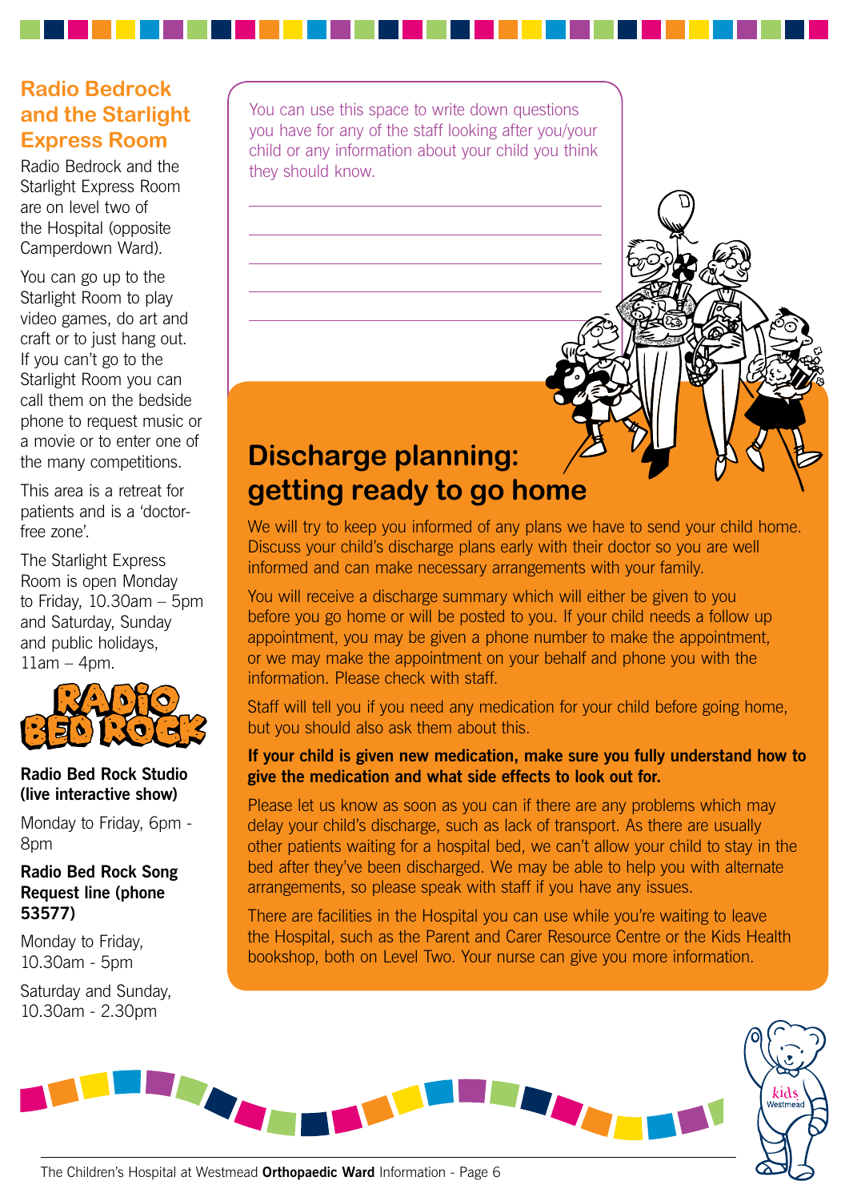## Radio Bedrock and the Starlight Express Room

Radio Bedrock and the Starlight Express Room are on level two of the Hospital (opposite Camperdown Ward).

You can go up to the Starlight Room to play video games, do art and craft or to just hang out. If you can't go to the Starlight Room you can call them on the bedside phone to request music or a movie or to enter one of the many competitions.

This area is a retreat for patients and is a 'doctor-free zone'.

The Starlight Express Room is open Monday to Friday, 10.30am – 5pm and Saturday, Sunday and public holidays, 11am – 4pm.

RADIO BED ROCK

**Radio Bed Rock Studio (live interactive show)**

Monday to Friday, 6pm - 8pm

**Radio Bed Rock Song Request line (phone 53577)**

Monday to Friday, 10.30am - 5pm

Saturday and Sunday, 10.30am - 2.30pm

You can use this space to write down questions you have for any of the staff looking after you/your child or any information about your child you think they should know.

______________________________

______________________________

______________________________

______________________________

______________________________

## Discharge planning: getting ready to go home

We will try to keep you informed of any plans we have to send your child home. Discuss your child's discharge plans early with their doctor so you are well informed and can make necessary arrangements with your family.

You will receive a discharge summary which will either be given to you before you go home or will be posted to you. If your child needs a follow up appointment, you may be given a phone number to make the appointment, or we may make the appointment on your behalf and phone you with the information. Please check with staff.

Staff will tell you if you need any medication for your child before going home, but you should also ask them about this.

**If your child is given new medication, make sure you fully understand how to give the medication and what side effects to look out for.**

Please let us know as soon as you can if there are any problems which may delay your child's discharge, such as lack of transport. As there are usually other patients waiting for a hospital bed, we can't allow your child to stay in the bed after they've been discharged. We may be able to help you with alternate arrangements, so please speak with staff if you have any issues.

There are facilities in the Hospital you can use while you're waiting to leave the Hospital, such as the Parent and Carer Resource Centre or the Kids Health bookshop, both on Level Two. Your nurse can give you more information.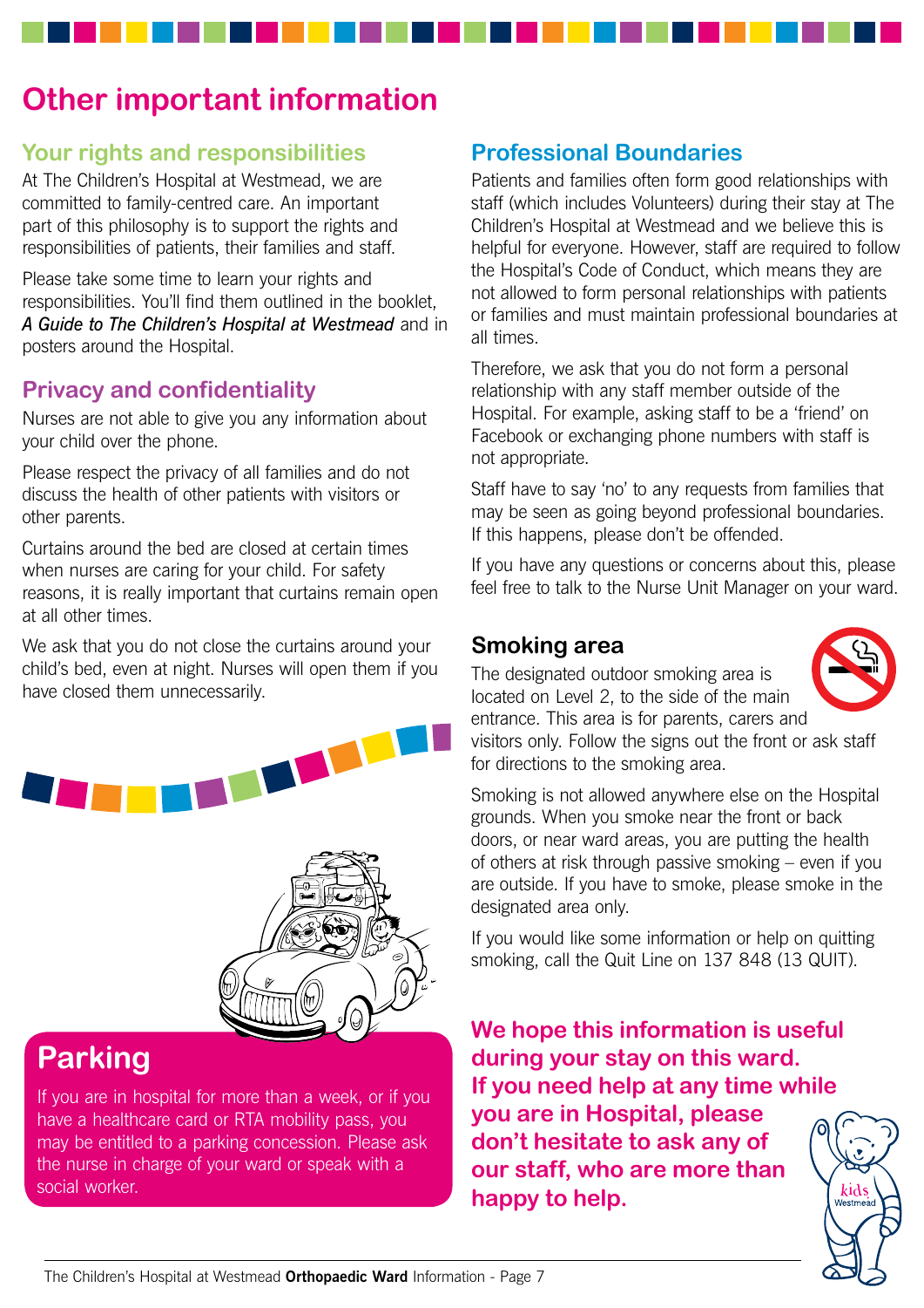# Other important information

## Your rights and responsibilities

At The Children's Hospital at Westmead, we are committed to family-centred care. An important part of this philosophy is to support the rights and responsibilities of patients, their families and staff.

Please take some time to learn your rights and responsibilities. You'll find them outlined in the booklet, ***A Guide to The Children's Hospital at Westmead*** and in posters around the Hospital.

## Privacy and confidentiality

Nurses are not able to give you any information about your child over the phone.

Please respect the privacy of all families and do not discuss the health of other patients with visitors or other parents.

Curtains around the bed are closed at certain times when nurses are caring for your child. For safety reasons, it is really important that curtains remain open at all other times.

We ask that you do not close the curtains around your child's bed, even at night. Nurses will open them if you have closed them unnecessarily.

## Parking

If you are in hospital for more than a week, or if you have a healthcare card or RTA mobility pass, you may be entitled to a parking concession. Please ask the nurse in charge of your ward or speak with a social worker.

## Professional Boundaries

Patients and families often form good relationships with staff (which includes Volunteers) during their stay at The Children's Hospital at Westmead and we believe this is helpful for everyone. However, staff are required to follow the Hospital's Code of Conduct, which means they are not allowed to form personal relationships with patients or families and must maintain professional boundaries at all times.

Therefore, we ask that you do not form a personal relationship with any staff member outside of the Hospital. For example, asking staff to be a 'friend' on Facebook or exchanging phone numbers with staff is not appropriate.

Staff have to say 'no' to any requests from families that may be seen as going beyond professional boundaries. If this happens, please don't be offended.

If you have any questions or concerns about this, please feel free to talk to the Nurse Unit Manager on your ward.

## Smoking area

The designated outdoor smoking area is located on Level 2, to the side of the main entrance. This area is for parents, carers and visitors only. Follow the signs out the front or ask staff for directions to the smoking area.

Smoking is not allowed anywhere else on the Hospital grounds. When you smoke near the front or back doors, or near ward areas, you are putting the health of others at risk through passive smoking – even if you are outside. If you have to smoke, please smoke in the designated area only.

If you would like some information or help on quitting smoking, call the Quit Line on 137 848 (13 QUIT).

**We hope this information is useful during your stay on this ward. If you need help at any time while you are in Hospital, please don't hesitate to ask any of our staff, who are more than happy to help.**